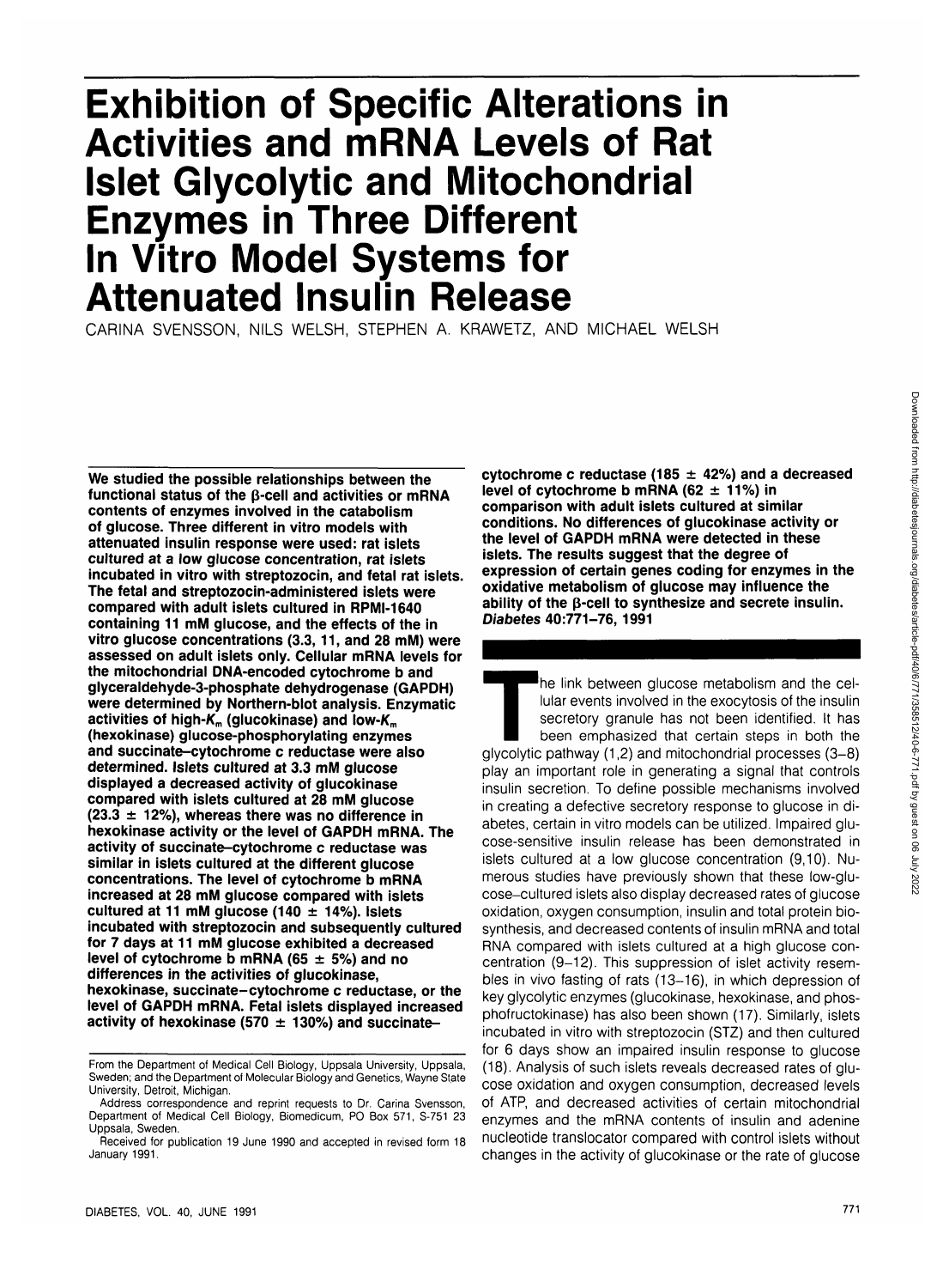# Exhibition of Specific Alterations in Activities and mRNA Levels of Rat Islet Glycolytic and Mitochondrial Enzymes in Three Different In Vitro Model Systems for Attenuated Insulin Release

CARINA SVENSSON, NILS WELSH, STEPHEN A. KRAWETZ, AND MICHAEL WELSH

**We studied the possible relationships between the functional status of the β-cell and activities or mRNA contents of enzymes involved in the catabolism of glucose. Three different in vitro models with attenuated insulin response were used: rat islets cultured at a low glucose concentration, rat islets incubated in vitro with streptozocin, and fetal rat islets. The fetal and streptozocin-administered islets were compared with adult islets cultured in RPMI-1640 containing 11 mM glucose, and the effects of the in vitro glucose concentrations (3.3, 11, and 28 mM) were assessed on adult islets only. Cellular mRNA levels for the mitochondrial DNA-encoded cytochrome b and glyceraldehyde-3-phosphate dehydrogenase (GAPDH) were determined by Northern-blot analysis. Enzymatic activities of high-$K_m$ (glucokinase) and low-$K_m$ (hexokinase) glucose-phosphorylating enzymes and succinate–cytochrome c reductase were also determined. Islets cultured at 3.3 mM glucose displayed a decreased activity of glucokinase compared with islets cultured at 28 mM glucose (23.3 ± 12%), whereas there was no difference in hexokinase activity or the level of GAPDH mRNA. The activity of succinate–cytochrome c reductase was similar in islets cultured at the different glucose concentrations. The level of cytochrome b mRNA increased at 28 mM glucose compared with islets cultured at 11 mM glucose (140 ± 14%). Islets incubated with streptozocin and subsequently cultured for 7 days at 11 mM glucose exhibited a decreased level of cytochrome b mRNA (65 ± 5%) and no differences in the activities of glucokinase, hexokinase, succinate–cytochrome c reductase, or the level of GAPDH mRNA. Fetal islets displayed increased activity of hexokinase (570 ± 130%) and succinate–cytochrome c reductase (185 ± 42%) and a decreased level of cytochrome b mRNA (62 ± 11%) in comparison with adult islets cultured at similar conditions. No differences of glucokinase activity or the level of GAPDH mRNA were detected in these islets. The results suggest that the degree of expression of certain genes coding for enzymes in the oxidative metabolism of glucose may influence the ability of the β-cell to synthesize and secrete insulin. *Diabetes* 40:771–76, 1991**

The link between glucose metabolism and the cellular events involved in the exocytosis of the insulin secretory granule has not been identified. It has been emphasized that certain steps in both the glycolytic pathway (1,2) and mitochondrial processes (3–8) play an important role in generating a signal that controls insulin secretion. To define possible mechanisms involved in creating a defective secretory response to glucose in diabetes, certain in vitro models can be utilized. Impaired glucose-sensitive insulin release has been demonstrated in islets cultured at a low glucose concentration (9,10). Numerous studies have previously shown that these low-glucose–cultured islets also display decreased rates of glucose oxidation, oxygen consumption, insulin and total protein biosynthesis, and decreased contents of insulin mRNA and total RNA compared with islets cultured at a high glucose concentration (9–12). This suppression of islet activity resembles in vivo fasting of rats (13–16), in which depression of key glycolytic enzymes (glucokinase, hexokinase, and phosphofructokinase) has also been shown (17). Similarly, islets incubated in vitro with streptozocin (STZ) and then cultured for 6 days show an impaired insulin response to glucose (18). Analysis of such islets reveals decreased rates of glucose oxidation and oxygen consumption, decreased levels of ATP, and decreased activities of certain mitochondrial enzymes and the mRNA contents of insulin and adenine nucleotide translocator compared with control islets without changes in the activity of glucokinase or the rate of glucose

From the Department of Medical Cell Biology, Uppsala University, Uppsala, Sweden; and the Department of Molecular Biology and Genetics, Wayne State University, Detroit, Michigan.

Address correspondence and reprint requests to Dr. Carina Svensson, Department of Medical Cell Biology, Biomedicum, PO Box 571, S-751 23 Uppsala, Sweden.

Received for publication 19 June 1990 and accepted in revised form 18 January 1991.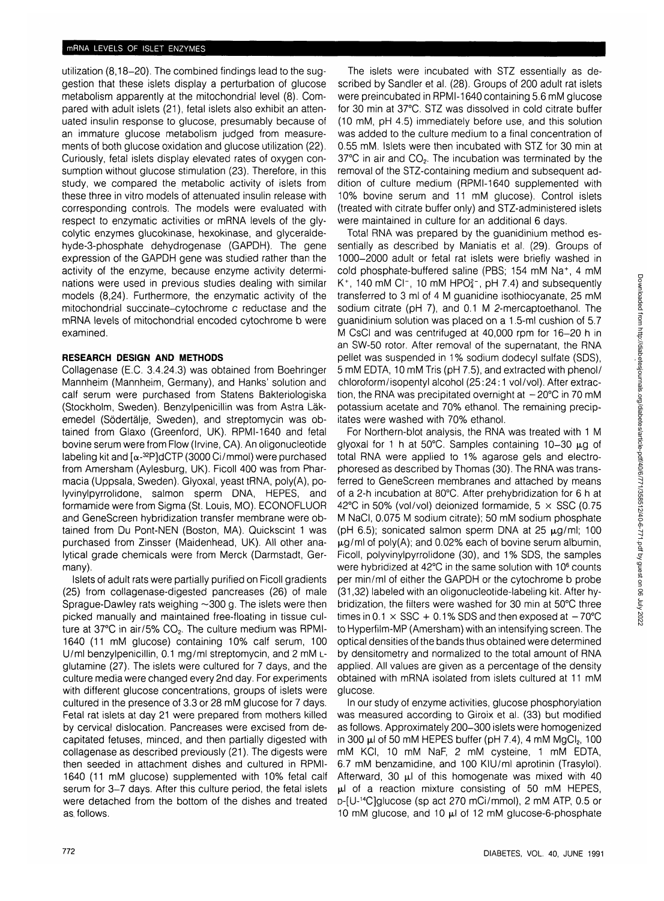utilization (8,18–20). The combined findings lead to the suggestion that these islets display a perturbation of glucose metabolism apparently at the mitochondrial level (8). Compared with adult islets (21), fetal islets also exhibit an attenuated insulin response to glucose, presumably because of an immature glucose metabolism judged from measurements of both glucose oxidation and glucose utilization (22). Curiously, fetal islets display elevated rates of oxygen consumption without glucose stimulation (23). Therefore, in this study, we compared the metabolic activity of islets from these three in vitro models of attenuated insulin release with corresponding controls. The models were evaluated with respect to enzymatic activities or mRNA levels of the glycolytic enzymes glucokinase, hexokinase, and glyceraldehyde-3-phosphate dehydrogenase (GAPDH). The gene expression of the GAPDH gene was studied rather than the activity of the enzyme, because enzyme activity determinations were used in previous studies dealing with similar models (8,24). Furthermore, the enzymatic activity of the mitochondrial succinate–cytochrome c reductase and the mRNA levels of mitochondrial encoded cytochrome b were examined.

## RESEARCH DESIGN AND METHODS

Collagenase (E.C. 3.4.24.3) was obtained from Boehringer Mannheim (Mannheim, Germany), and Hanks' solution and calf serum were purchased from Statens Bakteriologiska (Stockholm, Sweden). Benzylpenicillin was from Astra Läkemedel (Södertälje, Sweden), and streptomycin was obtained from Glaxo (Greenford, UK). RPMI-1640 and fetal bovine serum were from Flow (Irvine, CA). An oligonucleotide labeling kit and [$\alpha$-$^{32}$P]dCTP (3000 Ci/mmol) were purchased from Amersham (Aylesburg, UK). Ficoll 400 was from Pharmacia (Uppsala, Sweden). Glyoxal, yeast tRNA, poly(A), polyvinylpyrrolidone, salmon sperm DNA, HEPES, and formamide were from Sigma (St. Louis, MO). ECONOFLUOR and GeneScreen hybridization transfer membrane were obtained from Du Pont-NEN (Boston, MA). Quickscint 1 was purchased from Zinsser (Maidenhead, UK). All other analytical grade chemicals were from Merck (Darmstadt, Germany).

Islets of adult rats were partially purified on Ficoll gradients (25) from collagenase-digested pancreases (26) of male Sprague-Dawley rats weighing ~300 g. The islets were then picked manually and maintained free-floating in tissue culture at 37°C in air/5% $CO_2$. The culture medium was RPMI-1640 (11 mM glucose) containing 10% calf serum, 100 U/ml benzylpenicillin, 0.1 mg/ml streptomycin, and 2 mM L-glutamine (27). The islets were cultured for 7 days, and the culture media were changed every 2nd day. For experiments with different glucose concentrations, groups of islets were cultured in the presence of 3.3 or 28 mM glucose for 7 days. Fetal rat islets at day 21 were prepared from mothers killed by cervical dislocation. Pancreases were excised from decapitated fetuses, minced, and then partially digested with collagenase as described previously (21). The digests were then seeded in attachment dishes and cultured in RPMI-1640 (11 mM glucose) supplemented with 10% fetal calf serum for 3–7 days. After this culture period, the fetal islets were detached from the bottom of the dishes and treated as follows.

The islets were incubated with STZ essentially as described by Sandler et al. (28). Groups of 200 adult rat islets were preincubated in RPMI-1640 containing 5.6 mM glucose for 30 min at 37°C. STZ was dissolved in cold citrate buffer (10 mM, pH 4.5) immediately before use, and this solution was added to the culture medium to a final concentration of 0.55 mM. Islets were then incubated with STZ for 30 min at 37°C in air and $CO_2$. The incubation was terminated by the removal of the STZ-containing medium and subsequent addition of culture medium (RPMI-1640 supplemented with 10% bovine serum and 11 mM glucose). Control islets (treated with citrate buffer only) and STZ-administered islets were maintained in culture for an additional 6 days.

Total RNA was prepared by the guanidinium method essentially as described by Maniatis et al. (29). Groups of 1000–2000 adult or fetal rat islets were briefly washed in cold phosphate-buffered saline (PBS; 154 mM $Na^+$, 4 mM $K^+$, 140 mM $Cl^-$, 10 mM $HPO_4^{2-}$, pH 7.4) and subsequently transferred to 3 ml of 4 M guanidine isothiocyanate, 25 mM sodium citrate (pH 7), and 0.1 M 2-mercaptoethanol. The guanidinium solution was placed on a 1.5-ml cushion of 5.7 M CsCl and was centrifuged at 40,000 rpm for 16–20 h in an SW-50 rotor. After removal of the supernatant, the RNA pellet was suspended in 1% sodium dodecyl sulfate (SDS), 5 mM EDTA, 10 mM Tris (pH 7.5), and extracted with phenol/chloroform/isopentyl alcohol (25:24:1 vol/vol). After extraction, the RNA was precipitated overnight at −20°C in 70 mM potassium acetate and 70% ethanol. The remaining precipitates were washed with 70% ethanol.

For Northern-blot analysis, the RNA was treated with 1 M glyoxal for 1 h at 50°C. Samples containing 10–30 μg of total RNA were applied to 1% agarose gels and electrophoresed as described by Thomas (30). The RNA was transferred to GeneScreen membranes and attached by means of a 2-h incubation at 80°C. After prehybridization for 6 h at 42°C in 50% (vol/vol) deionized formamide, 5 × SSC (0.75 M NaCl, 0.075 M sodium citrate); 50 mM sodium phosphate (pH 6.5); sonicated salmon sperm DNA at 25 μg/ml; 100 μg/ml of poly(A); and 0.02% each of bovine serum albumin, Ficoll, polyvinylpyrrolidone (30), and 1% SDS, the samples were hybridized at 42°C in the same solution with $10^6$ counts per min/ml of either the GAPDH or the cytochrome b probe (31,32) labeled with an oligonucleotide-labeling kit. After hybridization, the filters were washed for 30 min at 50°C three times in 0.1 × SSC + 0.1% SDS and then exposed at −70°C to Hyperfilm-MP (Amersham) with an intensifying screen. The optical densities of the bands thus obtained were determined by densitometry and normalized to the total amount of RNA applied. All values are given as a percentage of the density obtained with mRNA isolated from islets cultured at 11 mM glucose.

In our study of enzyme activities, glucose phosphorylation was measured according to Giroix et al. (33) but modified as follows. Approximately 200–300 islets were homogenized in 300 μl of 50 mM HEPES buffer (pH 7.4), 4 mM $MgCl_2$, 100 mM KCl, 10 mM NaF, 2 mM cysteine, 1 mM EDTA, 6.7 mM benzamidine, and 100 KIU/ml aprotinin (Trasylol). Afterward, 30 μl of this homogenate was mixed with 40 μl of a reaction mixture consisting of 50 mM HEPES, D-[U-$^{14}$C]glucose (sp act 270 mCi/mmol), 2 mM ATP, 0.5 or 10 mM glucose, and 10 μl of 12 mM glucose-6-phosphate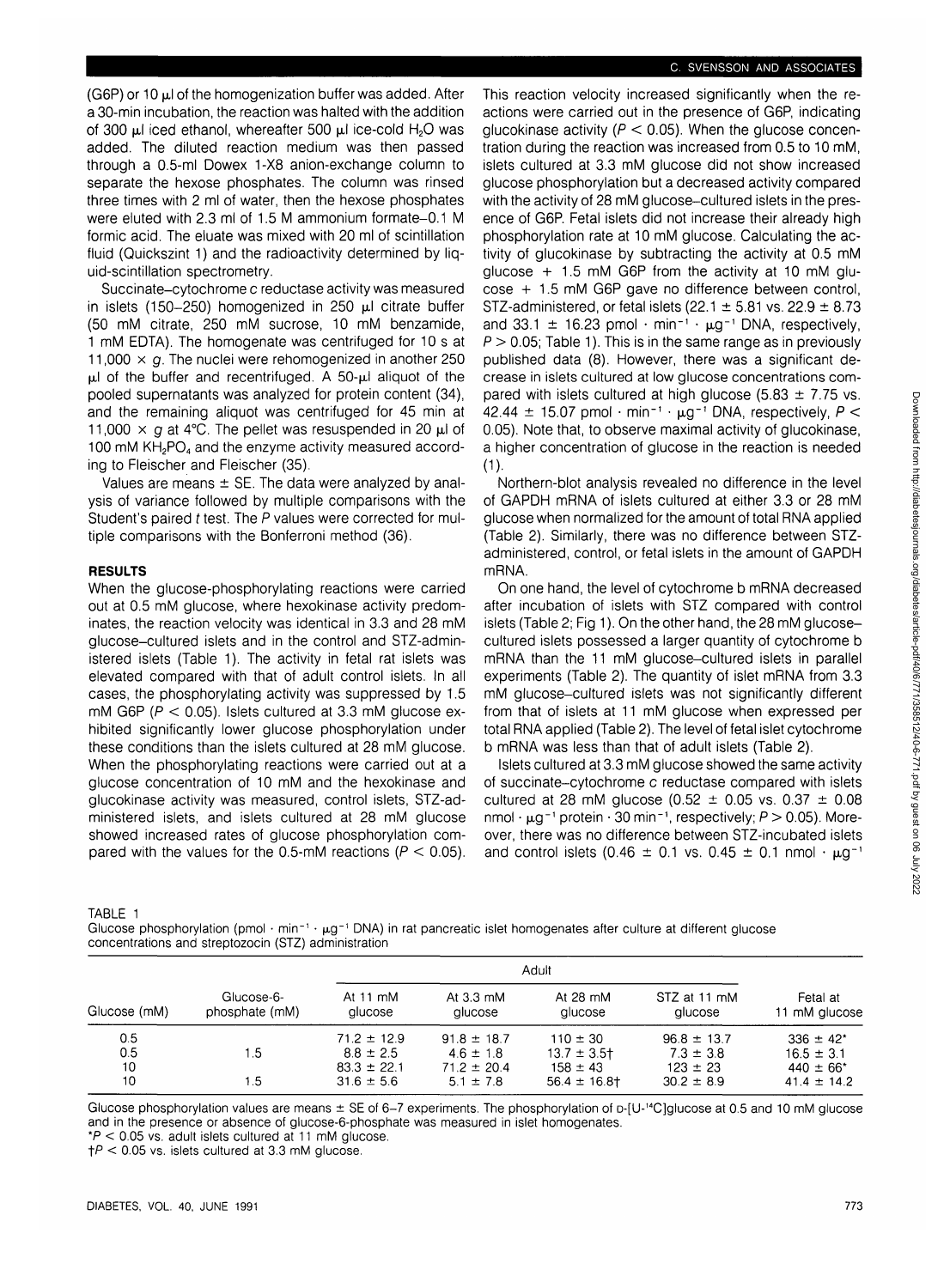(G6P) or 10 μl of the homogenization buffer was added. After a 30-min incubation, the reaction was halted with the addition of 300 μl iced ethanol, whereafter 500 μl ice-cold $H_2O$ was added. The diluted reaction medium was then passed through a 0.5-ml Dowex 1-X8 anion-exchange column to separate the hexose phosphates. The column was rinsed three times with 2 ml of water, then the hexose phosphates were eluted with 2.3 ml of 1.5 M ammonium formate–0.1 M formic acid. The eluate was mixed with 20 ml of scintillation fluid (Quickszint 1) and the radioactivity determined by liquid-scintillation spectrometry.

Succinate–cytochrome *c* reductase activity was measured in islets (150–250) homogenized in 250 μl citrate buffer (50 mM citrate, 250 mM sucrose, 10 mM benzamide, 1 mM EDTA). The homogenate was centrifuged for 10 s at 11,000 × *g*. The nuclei were rehomogenized in another 250 μl of the buffer and recentrifuged. A 50-μl aliquot of the pooled supernatants was analyzed for protein content (34), and the remaining aliquot was centrifuged for 45 min at 11,000 × *g* at 4°C. The pellet was resuspended in 20 μl of 100 mM $KH_2PO_4$ and the enzyme activity measured according to Fleischer and Fleischer (35).

Values are means ± SE. The data were analyzed by analysis of variance followed by multiple comparisons with the Student's paired *t* test. The *P* values were corrected for multiple comparisons with the Bonferroni method (36).

## RESULTS

When the glucose-phosphorylating reactions were carried out at 0.5 mM glucose, where hexokinase activity predominates, the reaction velocity was identical in 3.3 and 28 mM glucose–cultured islets and in the control and STZ-administered islets (Table 1). The activity in fetal rat islets was elevated compared with that of adult control islets. In all cases, the phosphorylating activity was suppressed by 1.5 mM G6P ($P < 0.05$). Islets cultured at 3.3 mM glucose exhibited significantly lower glucose phosphorylation under these conditions than the islets cultured at 28 mM glucose. When the phosphorylating reactions were carried out at a glucose concentration of 10 mM and the hexokinase and glucokinase activity was measured, control islets, STZ-administered islets, and islets cultured at 28 mM glucose showed increased rates of glucose phosphorylation compared with the values for the 0.5-mM reactions ($P < 0.05$). This reaction velocity increased significantly when the reactions were carried out in the presence of G6P, indicating glucokinase activity ($P < 0.05$). When the glucose concentration during the reaction was increased from 0.5 to 10 mM, islets cultured at 3.3 mM glucose did not show increased glucose phosphorylation but a decreased activity compared with the activity of 28 mM glucose–cultured islets in the presence of G6P. Fetal islets did not increase their already high phosphorylation rate at 10 mM glucose. Calculating the activity of glucokinase by subtracting the activity at 0.5 mM glucose + 1.5 mM G6P from the activity at 10 mM glucose + 1.5 mM G6P gave no difference between control, STZ-administered, or fetal islets (22.1 ± 5.81 vs. 22.9 ± 8.73 and 33.1 ± 16.23 pmol · $min^{-1}$ · $\mu g^{-1}$ DNA, respectively, $P > 0.05$; Table 1). This is in the same range as in previously published data (8). However, there was a significant decrease in islets cultured at low glucose concentrations compared with islets cultured at high glucose (5.83 ± 7.75 vs. 42.44 ± 15.07 pmol · $min^{-1}$ · $\mu g^{-1}$ DNA, respectively, $P < 0.05$). Note that, to observe maximal activity of glucokinase, a higher concentration of glucose in the reaction is needed (1).

Northern-blot analysis revealed no difference in the level of GAPDH mRNA of islets cultured at either 3.3 or 28 mM glucose when normalized for the amount of total RNA applied (Table 2). Similarly, there was no difference between STZ-administered, control, or fetal islets in the amount of GAPDH mRNA.

On one hand, the level of cytochrome b mRNA decreased after incubation of islets with STZ compared with control islets (Table 2; Fig 1). On the other hand, the 28 mM glucose–cultured islets possessed a larger quantity of cytochrome b mRNA than the 11 mM glucose–cultured islets in parallel experiments (Table 2). The quantity of islet mRNA from 3.3 mM glucose–cultured islets was not significantly different from that of islets at 11 mM glucose when expressed per total RNA applied (Table 2). The level of fetal islet cytochrome b mRNA was less than that of adult islets (Table 2).

Islets cultured at 3.3 mM glucose showed the same activity of succinate–cytochrome *c* reductase compared with islets cultured at 28 mM glucose (0.52 ± 0.05 vs. 0.37 ± 0.08 nmol · $\mu g^{-1}$ protein · 30 $min^{-1}$, respectively; $P > 0.05$). Moreover, there was no difference between STZ-incubated islets and control islets (0.46 ± 0.1 vs. 0.45 ± 0.1 nmol · $\mu g^{-1}$

TABLE 1
Glucose phosphorylation (pmol · $min^{-1}$ · $\mu g^{-1}$ DNA) in rat pancreatic islet homogenates after culture at different glucose concentrations and streptozocin (STZ) administration

| | | Adult | | | | |
|---|---|---|---|---|---|---|
| Glucose (mM) | Glucose-6-phosphate (mM) | At 11 mM glucose | At 3.3 mM glucose | At 28 mM glucose | STZ at 11 mM glucose | Fetal at 11 mM glucose |
| 0.5 | | 71.2 ± 12.9 | 91.8 ± 18.7 | 110 ± 30 | 96.8 ± 13.7 | 336 ± 42* |
| 0.5 | 1.5 | 8.8 ± 2.5 | 4.6 ± 1.8 | 13.7 ± 3.5† | 7.3 ± 3.8 | 16.5 ± 3.1 |
| 10 | | 83.3 ± 22.1 | 71.2 ± 20.4 | 158 ± 43 | 123 ± 23 | 440 ± 66* |
| 10 | 1.5 | 31.6 ± 5.6 | 5.1 ± 7.8 | 56.4 ± 16.8† | 30.2 ± 8.9 | 41.4 ± 14.2 |

Glucose phosphorylation values are means ± SE of 6–7 experiments. The phosphorylation of D-[U-$^{14}$C]glucose at 0.5 and 10 mM glucose and in the presence or absence of glucose-6-phosphate was measured in islet homogenates.
*$P < 0.05$ vs. adult islets cultured at 11 mM glucose.
†$P < 0.05$ vs. islets cultured at 3.3 mM glucose.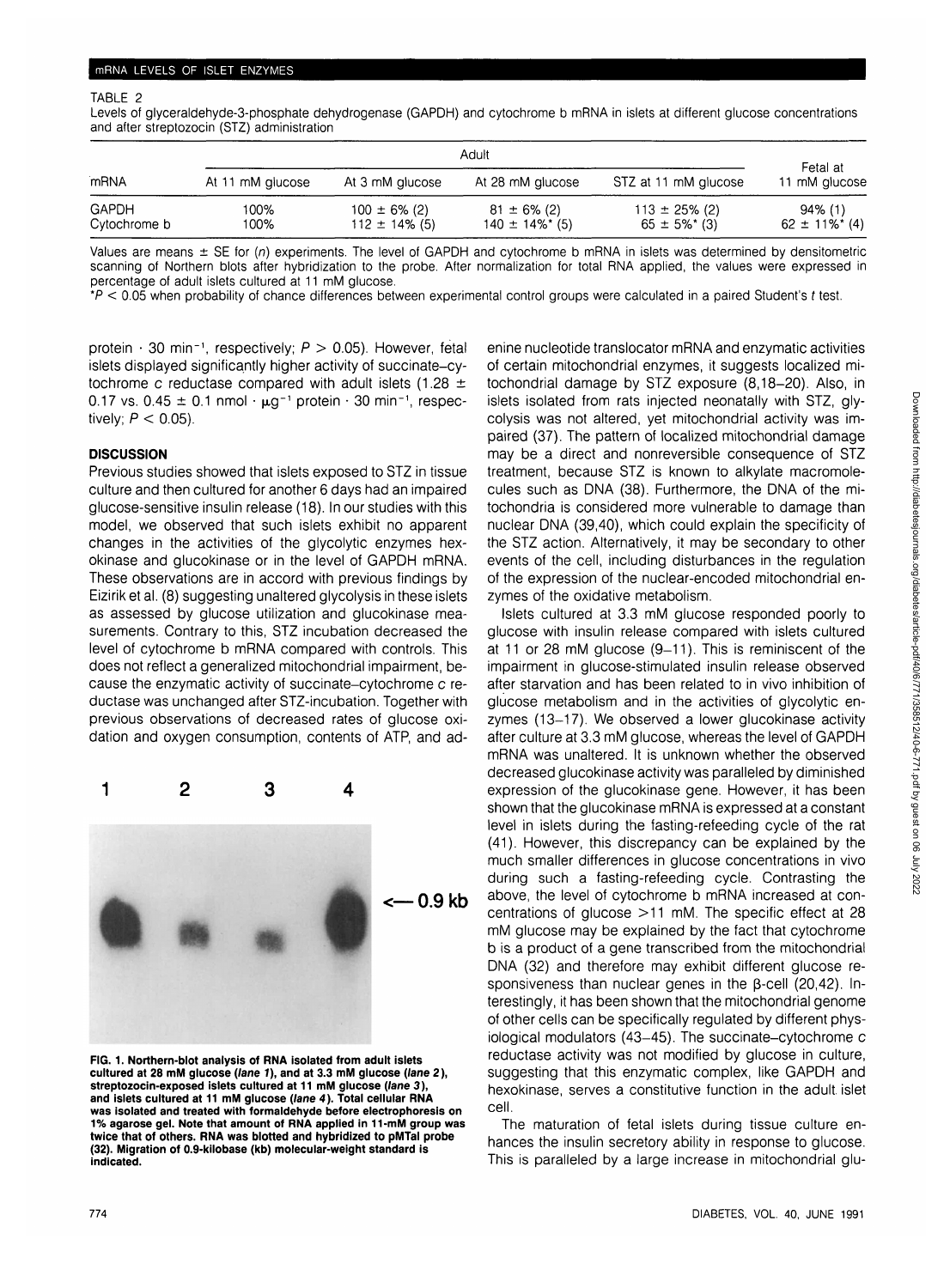TABLE 2

Levels of glyceraldehyde-3-phosphate dehydrogenase (GAPDH) and cytochrome b mRNA in islets at different glucose concentrations and after streptozocin (STZ) administration

| mRNA | Adult | | | | Fetal at 11 mM glucose |
|---|---|---|---|---|---|
| | At 11 mM glucose | At 3 mM glucose | At 28 mM glucose | STZ at 11 mM glucose | |
| GAPDH | 100% | $100 \pm 6\%$ (2) | $81 \pm 6\%$ (2) | $113 \pm 25\%$ (2) | 94% (1) |
| Cytochrome b | 100% | $112 \pm 14\%$ (5) | $140 \pm 14\%$* (5) | $65 \pm 5\%$* (3) | $62 \pm 11\%$* (4) |

Values are means ± SE for (*n*) experiments. The level of GAPDH and cytochrome b mRNA in islets was determined by densitometric scanning of Northern blots after hybridization to the probe. After normalization for total RNA applied, the values were expressed in percentage of adult islets cultured at 11 mM glucose.

*$P < 0.05$ when probability of chance differences between experimental control groups were calculated in a paired Student's *t* test.

protein $\cdot$ 30 $min^{-1}$, respectively; $P > 0.05$). However, fetal islets displayed significantly higher activity of succinate–cytochrome c reductase compared with adult islets ($1.28 \pm 0.17$ vs. $0.45 \pm 0.1$ nmol $\cdot$ $\mu g^{-1}$ protein $\cdot$ 30 $min^{-1}$, respectively; $P < 0.05$).

## DISCUSSION

Previous studies showed that islets exposed to STZ in tissue culture and then cultured for another 6 days had an impaired glucose-sensitive insulin release (18). In our studies with this model, we observed that such islets exhibit no apparent changes in the activities of the glycolytic enzymes hexokinase and glucokinase or in the level of GAPDH mRNA. These observations are in accord with previous findings by Eizirik et al. (8) suggesting unaltered glycolysis in these islets as assessed by glucose utilization and glucokinase measurements. Contrary to this, STZ incubation decreased the level of cytochrome b mRNA compared with controls. This does not reflect a generalized mitochondrial impairment, because the enzymatic activity of succinate–cytochrome c reductase was unchanged after STZ-incubation. Together with previous observations of decreased rates of glucose oxidation and oxygen consumption, contents of ATP, and adenine nucleotide translocator mRNA and enzymatic activities of certain mitochondrial enzymes, it suggests localized mitochondrial damage by STZ exposure (8,18–20). Also, in islets isolated from rats injected neonatally with STZ, glycolysis was not altered, yet mitochondrial activity was impaired (37). The pattern of localized mitochondrial damage may be a direct and nonreversible consequence of STZ treatment, because STZ is known to alkylate macromolecules such as DNA (38). Furthermore, the DNA of the mitochondria is considered more vulnerable to damage than nuclear DNA (39,40), which could explain the specificity of the STZ action. Alternatively, it may be secondary to other events of the cell, including disturbances in the regulation of the expression of the nuclear-encoded mitochondrial enzymes of the oxidative metabolism.

1 2 3 4

<— 0.9 kb

**FIG. 1. Northern-blot analysis of RNA isolated from adult islets cultured at 28 mM glucose (*lane 1*), and at 3.3 mM glucose (*lane 2*), streptozocin-exposed islets cultured at 11 mM glucose (*lane 3*), and islets cultured at 11 mM glucose (*lane 4*). Total cellular RNA was isolated and treated with formaldehyde before electrophoresis on 1% agarose gel. Note that amount of RNA applied in 11-mM group was twice that of others. RNA was blotted and hybridized to pMTal probe (32). Migration of 0.9-kilobase (kb) molecular-weight standard is indicated.**

Islets cultured at 3.3 mM glucose responded poorly to glucose with insulin release compared with islets cultured at 11 or 28 mM glucose (9–11). This is reminiscent of the impairment in glucose-stimulated insulin release observed after starvation and has been related to in vivo inhibition of glucose metabolism and in the activities of glycolytic enzymes (13–17). We observed a lower glucokinase activity after culture at 3.3 mM glucose, whereas the level of GAPDH mRNA was unaltered. It is unknown whether the observed decreased glucokinase activity was paralleled by diminished expression of the glucokinase gene. However, it has been shown that the glucokinase mRNA is expressed at a constant level in islets during the fasting-refeeding cycle of the rat (41). However, this discrepancy can be explained by the much smaller differences in glucose concentrations in vivo during such a fasting-refeeding cycle. Contrasting the above, the level of cytochrome b mRNA increased at concentrations of glucose >11 mM. The specific effect at 28 mM glucose may be explained by the fact that cytochrome b is a product of a gene transcribed from the mitochondrial DNA (32) and therefore may exhibit different glucose responsiveness than nuclear genes in the β-cell (20,42). Interestingly, it has been shown that the mitochondrial genome of other cells can be specifically regulated by different physiological modulators (43–45). The succinate–cytochrome c reductase activity was not modified by glucose in culture, suggesting that this enzymatic complex, like GAPDH and hexokinase, serves a constitutive function in the adult islet cell.

The maturation of fetal islets during tissue culture enhances the insulin secretory ability in response to glucose. This is paralleled by a large increase in mitochondrial glu-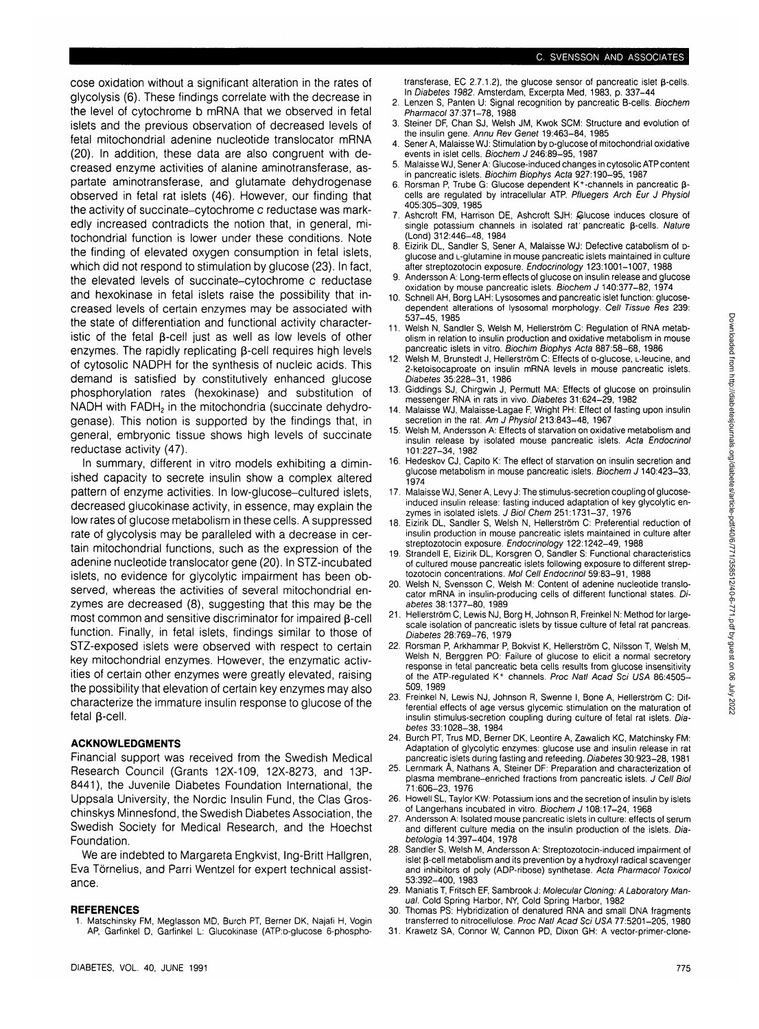cose oxidation without a significant alteration in the rates of glycolysis (6). These findings correlate with the decrease in the level of cytochrome b mRNA that we observed in fetal islets and the previous observation of decreased levels of fetal mitochondrial adenine nucleotide translocator mRNA (20). In addition, these data are also congruent with decreased enzyme activities of alanine aminotransferase, aspartate aminotransferase, and glutamate dehydrogenase observed in fetal rat islets (46). However, our finding that the activity of succinate–cytochrome c reductase was markedly increased contradicts the notion that, in general, mitochondrial function is lower under these conditions. Note the finding of elevated oxygen consumption in fetal islets, which did not respond to stimulation by glucose (23). In fact, the elevated levels of succinate–cytochrome c reductase and hexokinase in fetal islets raise the possibility that increased levels of certain enzymes may be associated with the state of differentiation and functional activity characteristic of the fetal β-cell just as well as low levels of other enzymes. The rapidly replicating β-cell requires high levels of cytosolic NADPH for the synthesis of nucleic acids. This demand is satisfied by constitutively enhanced glucose phosphorylation rates (hexokinase) and substitution of NADH with $FADH_2$ in the mitochondria (succinate dehydrogenase). This notion is supported by the findings that, in general, embryonic tissue shows high levels of succinate reductase activity (47).

In summary, different in vitro models exhibiting a diminished capacity to secrete insulin show a complex altered pattern of enzyme activities. In low-glucose–cultured islets, decreased glucokinase activity, in essence, may explain the low rates of glucose metabolism in these cells. A suppressed rate of glycolysis may be paralleled with a decrease in certain mitochondrial functions, such as the expression of the adenine nucleotide translocator gene (20). In STZ-incubated islets, no evidence for glycolytic impairment has been observed, whereas the activities of several mitochondrial enzymes are decreased (8), suggesting that this may be the most common and sensitive discriminator for impaired β-cell function. Finally, in fetal islets, findings similar to those of STZ-exposed islets were observed with respect to certain key mitochondrial enzymes. However, the enzymatic activities of certain other enzymes were greatly elevated, raising the possibility that elevation of certain key enzymes may also characterize the immature insulin response to glucose of the fetal β-cell.

## ACKNOWLEDGMENTS

Financial support was received from the Swedish Medical Research Council (Grants 12X-109, 12X-8273, and 13P-8441), the Juvenile Diabetes Foundation International, the Uppsala University, the Nordic Insulin Fund, the Clas Groschinskys Minnesfond, the Swedish Diabetes Association, the Swedish Society for Medical Research, and the Hoechst Foundation.

We are indebted to Margareta Engkvist, Ing-Britt Hallgren, Eva Törnelius, and Parri Wentzel for expert technical assistance.

## REFERENCES

1. Matschinsky FM, Meglasson MD, Burch PT, Berner DK, Najafi H, Vogin AP, Garfinkel D, Garfinkel L: Glucokinase (ATP:D-glucose 6-phosphotransferase, EC 2.7.1.2), the glucose sensor of pancreatic islet β-cells. In *Diabetes 1982*. Amsterdam, Excerpta Med, 1983, p. 337–44
2. Lenzen S, Panten U: Signal recognition by pancreatic B-cells. *Biochem Pharmacol* 37:371–78, 1988
3. Steiner DF, Chan SJ, Welsh JM, Kwok SCM: Structure and evolution of the insulin gene. *Annu Rev Genet* 19:463–84, 1985
4. Sener A, Malaisse WJ: Stimulation by D-glucose of mitochondrial oxidative events in islet cells. *Biochem J* 246:89–95, 1987
5. Malaisse WJ, Sener A: Glucose-induced changes in cytosolic ATP content in pancreatic islets. *Biochim Biophys Acta* 927:190–95, 1987
6. Rorsman P, Trube G: Glucose dependent K+-channels in pancreatic β-cells are regulated by intracellular ATP. *Pfluegers Arch Eur J Physiol* 405:305–309, 1985
7. Ashcroft FM, Harrison DE, Ashcroft SJH: Glucose induces closure of single potassium channels in isolated rat pancreatic β-cells. *Nature* (Lond) 312:446–48, 1984
8. Eizirik DL, Sandler S, Sener A, Malaisse WJ: Defective catabolism of D-glucose and L-glutamine in mouse pancreatic islets maintained in culture after streptozotocin exposure. *Endocrinology* 123:1001–1007, 1988
9. Andersson A: Long-term effects of glucose on insulin release and glucose oxidation by mouse pancreatic islets. *Biochem J* 140:377–82, 1974
10. Schnell AH, Borg LAH: Lysosomes and pancreatic islet function: glucose-dependent alterations of lysosomal morphology. *Cell Tissue Res* 239: 537–45, 1985
11. Welsh N, Sandler S, Welsh M, Hellerström C: Regulation of RNA metabolism in relation to insulin production and oxidative metabolism in mouse pancreatic islets in vitro. *Biochim Biophys Acta* 887:58–68, 1986
12. Welsh M, Brunstedt J, Hellerström C: Effects of D-glucose, L-leucine, and 2-ketoisocaproate on insulin mRNA levels in mouse pancreatic islets. *Diabetes* 35:228–31, 1986
13. Giddings SJ, Chirgwin J, Permutt MA: Effects of glucose on proinsulin messenger RNA in rats in vivo. *Diabetes* 31:624–29, 1982
14. Malaisse WJ, Malaisse-Lagae F, Wright PH: Effect of fasting upon insulin secretion in the rat. *Am J Physiol* 213:843–48, 1967
15. Welsh M, Andersson A: Effects of starvation on oxidative metabolism and insulin release by isolated mouse pancreatic islets. *Acta Endocrinol* 101:227–34, 1982
16. Hedeskov CJ, Capito K: The effect of starvation on insulin secretion and glucose metabolism in mouse pancreatic islets. *Biochem J* 140:423–33, 1974
17. Malaisse WJ, Sener A, Levy J: The stimulus-secretion coupling of glucose-induced insulin release: fasting induced adaptation of key glycolytic enzymes in isolated islets. *J Biol Chem* 251:1731–37, 1976
18. Eizirik DL, Sandler S, Welsh N, Hellerström C: Preferential reduction of insulin production in mouse pancreatic islets maintained in culture after streptozotocin exposure. *Endocrinology* 122:1242–49, 1988
19. Strandell E, Eizirik DL, Korsgren O, Sandler S: Functional characteristics of cultured mouse pancreatic islets following exposure to different streptozotocin concentrations. *Mol Cell Endocrinol* 59:83–91, 1988
20. Welsh N, Svensson C, Welsh M: Content of adenine nucleotide translocator mRNA in insulin-producing cells of different functional states. *Diabetes* 38:1377–80, 1989
21. Hellerström C, Lewis NJ, Borg H, Johnson R, Freinkel N: Method for large-scale isolation of pancreatic islets by tissue culture of fetal rat pancreas. *Diabetes* 28:769–76, 1979
22. Rorsman P, Arkhammar P, Bokvist K, Hellerström C, Nilsson T, Welsh M, Welsh N, Berggren PO: Failure of glucose to elicit a normal secretory response in fetal pancreatic beta cells results from glucose insensitivity of the ATP-regulated K+ channels. *Proc Natl Acad Sci USA* 86:4505–509, 1989
23. Freinkel N, Lewis NJ, Johnson R, Swenne I, Bone A, Hellerström C: Differential effects of age versus glycemic stimulation on the maturation of insulin stimulus-secretion coupling during culture of fetal rat islets. *Diabetes* 33:1028–38, 1984
24. Burch PT, Trus MD, Berner DK, Leontire A, Zawalich KC, Matchinsky FM: Adaptation of glycolytic enzymes: glucose use and insulin release in rat pancreatic islets during fasting and refeeding. *Diabetes* 30:923–28, 1981
25. Lernmark Å, Nathans A, Steiner DF: Preparation and characterization of plasma membrane–enriched fractions from pancreatic islets. *J Cell Biol* 71:606–23, 1976
26. Howell SL, Taylor KW: Potassium ions and the secretion of insulin by islets of Langerhans incubated in vitro. *Biochem J* 108:17–24, 1968
27. Andersson A: Isolated mouse pancreatic islets in culture: effects of serum and different culture media on the insulin production of the islets. *Diabetologia* 14:397–404, 1978
28. Sandler S, Welsh M, Andersson A: Streptozotocin-induced impairment of islet β-cell metabolism and its prevention by a hydroxyl radical scavenger and inhibitors of poly (ADP-ribose) synthetase. *Acta Pharmacol Toxicol* 53:392–400, 1983
29. Maniatis T, Fritsch EF, Sambrook J: *Molecular Cloning: A Laboratory Manual*. Cold Spring Harbor, NY, Cold Spring Harbor, 1982
30. Thomas PS: Hybridization of denatured RNA and small DNA fragments transferred to nitrocellulose. *Proc Natl Acad Sci USA* 77:5201–205, 1980
31. Krawetz SA, Connor W, Cannon PD, Dixon GH: A vector-primer-clone-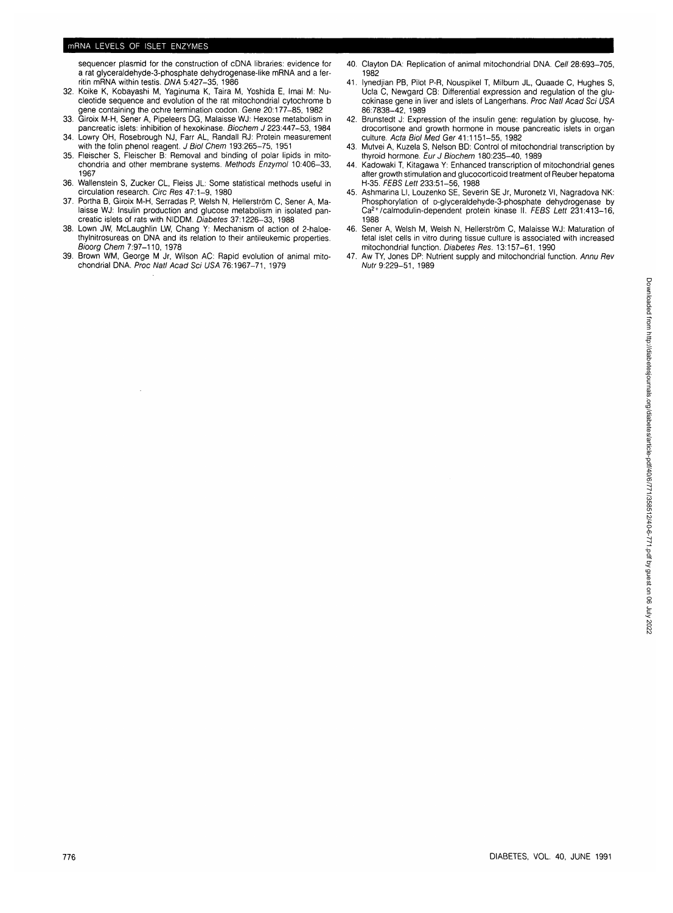sequencer plasmid for the construction of cDNA libraries: evidence for a rat glyceraldehyde-3-phosphate dehydrogenase-like mRNA and a ferritin mRNA within testis. *DNA* 5:427–35, 1986

32. Koike K, Kobayashi M, Yaginuma K, Taira M, Yoshida E, Imai M: Nucleotide sequence and evolution of the rat mitochondrial cytochrome b gene containing the ochre termination codon. *Gene* 20:177–85, 1982
33. Giroix M-H, Sener A, Pipeleers DG, Malaisse WJ: Hexose metabolism in pancreatic islets: inhibition of hexokinase. *Biochem J* 223:447–53, 1984
34. Lowry OH, Rosebrough NJ, Farr AL, Randall RJ: Protein measurement with the folin phenol reagent. *J Biol Chem* 193:265–75, 1951
35. Fleischer S, Fleischer B: Removal and binding of polar lipids in mitochondria and other membrane systems. *Methods Enzymol* 10:406–33, 1967
36. Wallenstein S, Zucker CL, Fleiss JL: Some statistical methods useful in circulation research. *Circ Res* 47:1–9, 1980
37. Portha B, Giroix M-H, Serradas P, Welsh N, Hellerström C, Sener A, Malaisse WJ: Insulin production and glucose metabolism in isolated pancreatic islets of rats with NIDDM. *Diabetes* 37:1226–33, 1988
38. Lown JW, McLaughlin LW, Chang Y: Mechanism of action of 2-haloethylnitrosureas on DNA and its relation to their antileukemic properties. *Bioorg Chem* 7:97–110, 1978
39. Brown WM, George M Jr, Wilson AC: Rapid evolution of animal mitochondrial DNA. *Proc Natl Acad Sci USA* 76:1967–71, 1979
40. Clayton DA: Replication of animal mitochondrial DNA. *Cell* 28:693–705, 1982
41. Iynedjian PB, Pilot P-R, Nouspikel T, Milburn JL, Quaade C, Hughes S, Ucla C, Newgard CB: Differential expression and regulation of the glucokinase gene in liver and islets of Langerhans. *Proc Natl Acad Sci USA* 86:7838–42, 1989
42. Brunstedt J: Expression of the insulin gene: regulation by glucose, hydrocortisone and growth hormone in mouse pancreatic islets in organ culture. *Acta Biol Med Ger* 41:1151–55, 1982
43. Mutvei A, Kuzela S, Nelson BD: Control of mitochondrial transcription by thyroid hormone. *Eur J Biochem* 180:235–40, 1989
44. Kadowaki T, Kitagawa Y: Enhanced transcription of mitochondrial genes after growth stimulation and glucocorticoid treatment of Reuber hepatoma H-35. *FEBS Lett* 233:51–56, 1988
45. Ashmarina LI, Louzenko SE, Severin SE Jr, Muronetz VI, Nagradova NK: Phosphorylation of D-glyceraldehyde-3-phosphate dehydrogenase by $Ca^{2+}$/calmodulin-dependent protein kinase II. *FEBS Lett* 231:413–16, 1988
46. Sener A, Welsh M, Welsh N, Hellerström C, Malaisse WJ: Maturation of fetal islet cells in vitro during tissue culture is associated with increased mitochondrial function. *Diabetes Res.* 13:157–61, 1990
47. Aw TY, Jones DP: Nutrient supply and mitochondrial function. *Annu Rev Nutr* 9:229–51, 1989